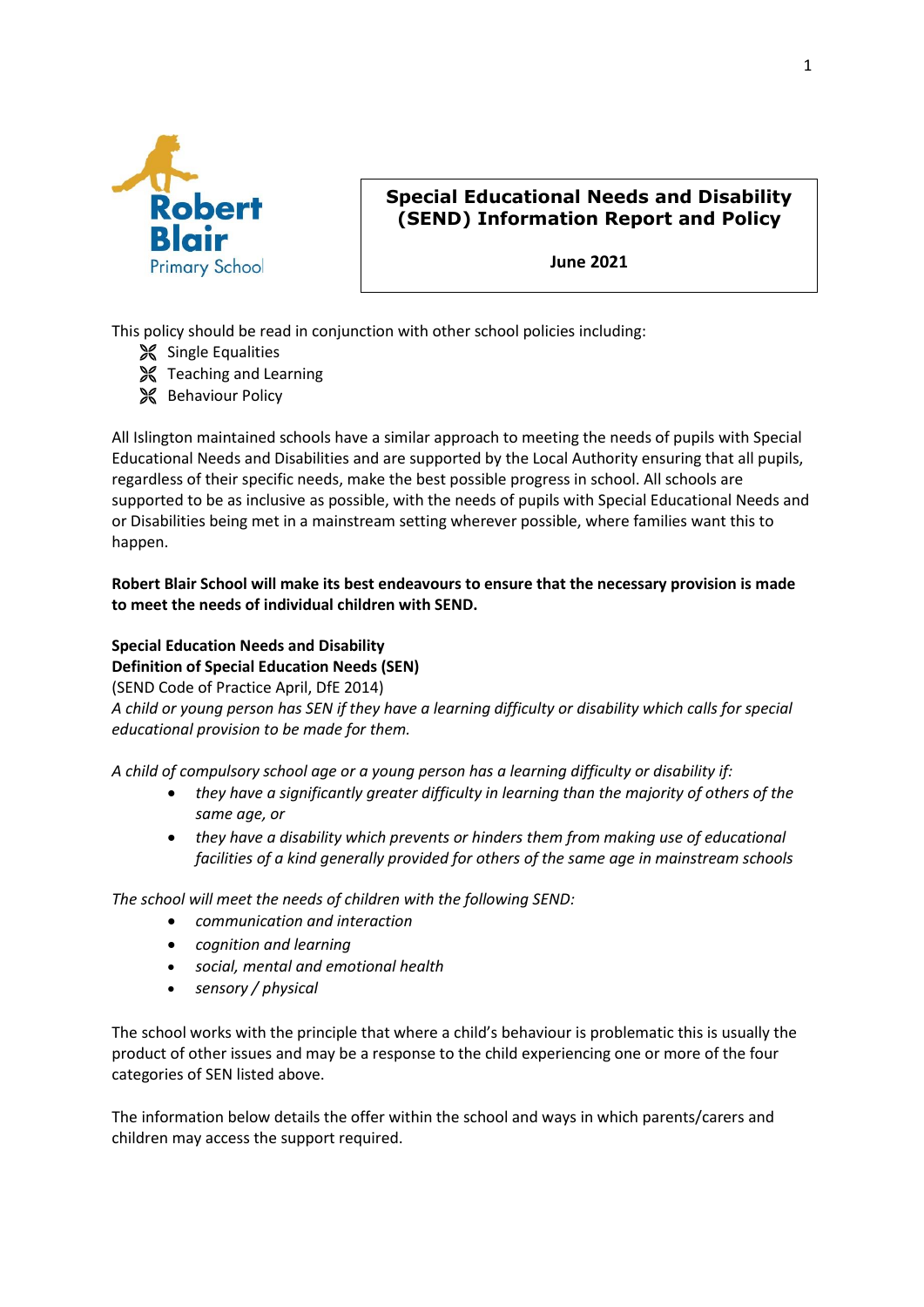Robert Blair Primary School

# Special Educational Needs and Disability (SEND) Information Report and Policy

**June 2021**

This policy should be read in conjunction with other school policies including:

- Single Equalities
- Teaching and Learning
- Behaviour Policy

All Islington maintained schools have a similar approach to meeting the needs of pupils with Special Educational Needs and Disabilities and are supported by the Local Authority ensuring that all pupils, regardless of their specific needs, make the best possible progress in school. All schools are supported to be as inclusive as possible, with the needs of pupils with Special Educational Needs and or Disabilities being met in a mainstream setting wherever possible, where families want this to happen.

**Robert Blair School will make its best endeavours to ensure that the necessary provision is made to meet the needs of individual children with SEND.**

**Special Education Needs and Disability**
**Definition of Special Education Needs (SEN)**
(SEND Code of Practice April, DfE 2014)
*A child or young person has SEN if they have a learning difficulty or disability which calls for special educational provision to be made for them.*

*A child of compulsory school age or a young person has a learning difficulty or disability if:*

- *they have a significantly greater difficulty in learning than the majority of others of the same age, or*
- *they have a disability which prevents or hinders them from making use of educational facilities of a kind generally provided for others of the same age in mainstream schools*

*The school will meet the needs of children with the following SEND:*

- *communication and interaction*
- *cognition and learning*
- *social, mental and emotional health*
- *sensory / physical*

The school works with the principle that where a child's behaviour is problematic this is usually the product of other issues and may be a response to the child experiencing one or more of the four categories of SEN listed above.

The information below details the offer within the school and ways in which parents/carers and children may access the support required.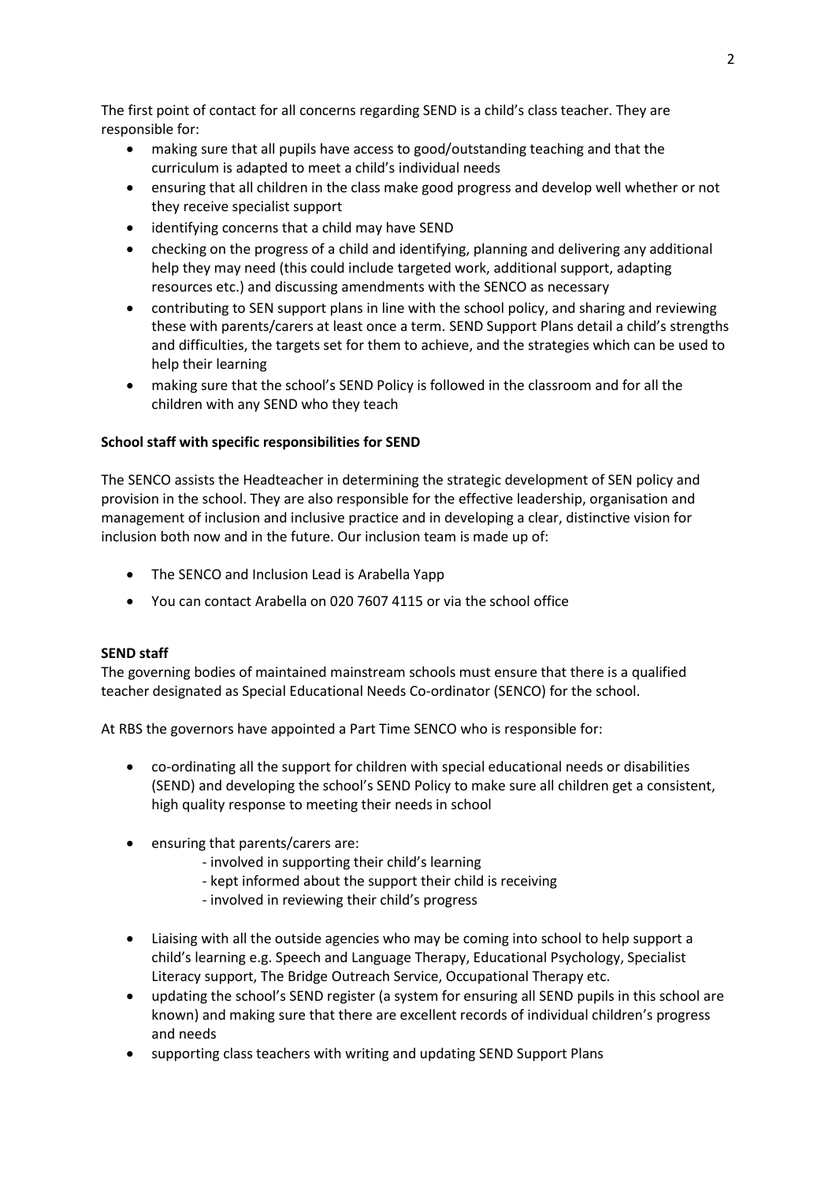The first point of contact for all concerns regarding SEND is a child's class teacher. They are responsible for:

- making sure that all pupils have access to good/outstanding teaching and that the curriculum is adapted to meet a child's individual needs
- ensuring that all children in the class make good progress and develop well whether or not they receive specialist support
- identifying concerns that a child may have SEND
- checking on the progress of a child and identifying, planning and delivering any additional help they may need (this could include targeted work, additional support, adapting resources etc.) and discussing amendments with the SENCO as necessary
- contributing to SEN support plans in line with the school policy, and sharing and reviewing these with parents/carers at least once a term. SEND Support Plans detail a child's strengths and difficulties, the targets set for them to achieve, and the strategies which can be used to help their learning
- making sure that the school's SEND Policy is followed in the classroom and for all the children with any SEND who they teach

**School staff with specific responsibilities for SEND**

The SENCO assists the Headteacher in determining the strategic development of SEN policy and provision in the school. They are also responsible for the effective leadership, organisation and management of inclusion and inclusive practice and in developing a clear, distinctive vision for inclusion both now and in the future. Our inclusion team is made up of:

- The SENCO and Inclusion Lead is Arabella Yapp
- You can contact Arabella on 020 7607 4115 or via the school office

**SEND staff**

The governing bodies of maintained mainstream schools must ensure that there is a qualified teacher designated as Special Educational Needs Co-ordinator (SENCO) for the school.

At RBS the governors have appointed a Part Time SENCO who is responsible for:

- co-ordinating all the support for children with special educational needs or disabilities (SEND) and developing the school's SEND Policy to make sure all children get a consistent, high quality response to meeting their needs in school
- ensuring that parents/carers are:
  - involved in supporting their child's learning
  - kept informed about the support their child is receiving
  - involved in reviewing their child's progress
- Liaising with all the outside agencies who may be coming into school to help support a child's learning e.g. Speech and Language Therapy, Educational Psychology, Specialist Literacy support, The Bridge Outreach Service, Occupational Therapy etc.
- updating the school's SEND register (a system for ensuring all SEND pupils in this school are known) and making sure that there are excellent records of individual children's progress and needs
- supporting class teachers with writing and updating SEND Support Plans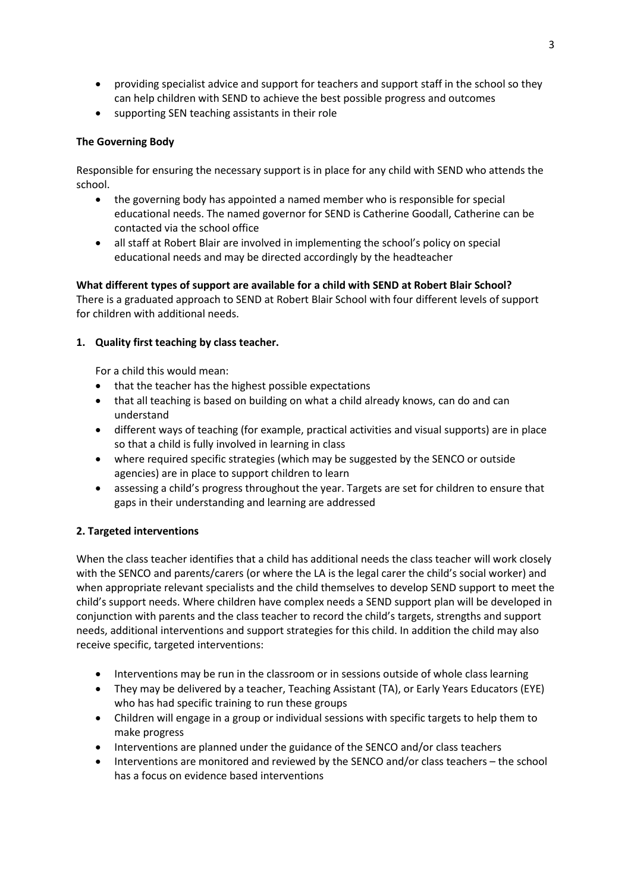- providing specialist advice and support for teachers and support staff in the school so they can help children with SEND to achieve the best possible progress and outcomes
- supporting SEN teaching assistants in their role

**The Governing Body**

Responsible for ensuring the necessary support is in place for any child with SEND who attends the school.

- the governing body has appointed a named member who is responsible for special educational needs. The named governor for SEND is Catherine Goodall, Catherine can be contacted via the school office
- all staff at Robert Blair are involved in implementing the school's policy on special educational needs and may be directed accordingly by the headteacher

**What different types of support are available for a child with SEND at Robert Blair School?**

There is a graduated approach to SEND at Robert Blair School with four different levels of support for children with additional needs.

**1. Quality first teaching by class teacher.**

For a child this would mean:

- that the teacher has the highest possible expectations
- that all teaching is based on building on what a child already knows, can do and can understand
- different ways of teaching (for example, practical activities and visual supports) are in place so that a child is fully involved in learning in class
- where required specific strategies (which may be suggested by the SENCO or outside agencies) are in place to support children to learn
- assessing a child's progress throughout the year. Targets are set for children to ensure that gaps in their understanding and learning are addressed

**2. Targeted interventions**

When the class teacher identifies that a child has additional needs the class teacher will work closely with the SENCO and parents/carers (or where the LA is the legal carer the child's social worker) and when appropriate relevant specialists and the child themselves to develop SEND support to meet the child's support needs. Where children have complex needs a SEND support plan will be developed in conjunction with parents and the class teacher to record the child's targets, strengths and support needs, additional interventions and support strategies for this child. In addition the child may also receive specific, targeted interventions:

- Interventions may be run in the classroom or in sessions outside of whole class learning
- They may be delivered by a teacher, Teaching Assistant (TA), or Early Years Educators (EYE) who has had specific training to run these groups
- Children will engage in a group or individual sessions with specific targets to help them to make progress
- Interventions are planned under the guidance of the SENCO and/or class teachers
- Interventions are monitored and reviewed by the SENCO and/or class teachers – the school has a focus on evidence based interventions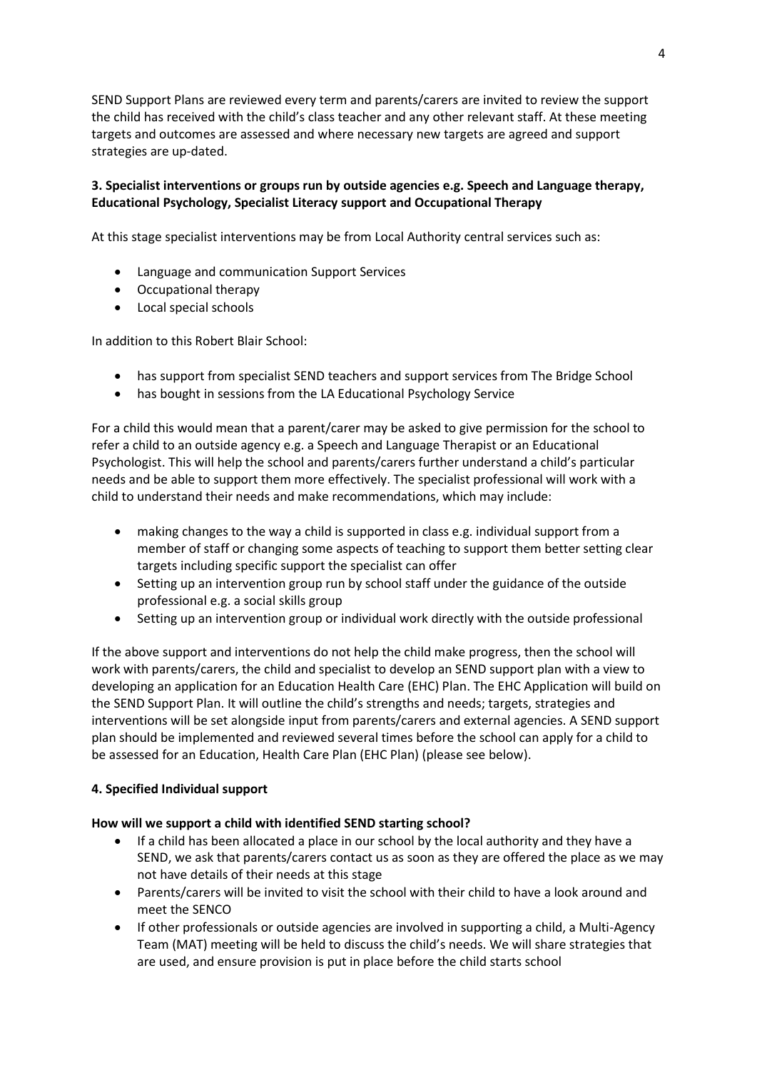SEND Support Plans are reviewed every term and parents/carers are invited to review the support the child has received with the child's class teacher and any other relevant staff. At these meeting targets and outcomes are assessed and where necessary new targets are agreed and support strategies are up-dated.

**3. Specialist interventions or groups run by outside agencies e.g. Speech and Language therapy, Educational Psychology, Specialist Literacy support and Occupational Therapy**

At this stage specialist interventions may be from Local Authority central services such as:

- Language and communication Support Services
- Occupational therapy
- Local special schools

In addition to this Robert Blair School:

- has support from specialist SEND teachers and support services from The Bridge School
- has bought in sessions from the LA Educational Psychology Service

For a child this would mean that a parent/carer may be asked to give permission for the school to refer a child to an outside agency e.g. a Speech and Language Therapist or an Educational Psychologist. This will help the school and parents/carers further understand a child's particular needs and be able to support them more effectively. The specialist professional will work with a child to understand their needs and make recommendations, which may include:

- making changes to the way a child is supported in class e.g. individual support from a member of staff or changing some aspects of teaching to support them better setting clear targets including specific support the specialist can offer
- Setting up an intervention group run by school staff under the guidance of the outside professional e.g. a social skills group
- Setting up an intervention group or individual work directly with the outside professional

If the above support and interventions do not help the child make progress, then the school will work with parents/carers, the child and specialist to develop an SEND support plan with a view to developing an application for an Education Health Care (EHC) Plan. The EHC Application will build on the SEND Support Plan. It will outline the child's strengths and needs; targets, strategies and interventions will be set alongside input from parents/carers and external agencies. A SEND support plan should be implemented and reviewed several times before the school can apply for a child to be assessed for an Education, Health Care Plan (EHC Plan) (please see below).

**4. Specified Individual support**

**How will we support a child with identified SEND starting school?**

- If a child has been allocated a place in our school by the local authority and they have a SEND, we ask that parents/carers contact us as soon as they are offered the place as we may not have details of their needs at this stage
- Parents/carers will be invited to visit the school with their child to have a look around and meet the SENCO
- If other professionals or outside agencies are involved in supporting a child, a Multi-Agency Team (MAT) meeting will be held to discuss the child's needs. We will share strategies that are used, and ensure provision is put in place before the child starts school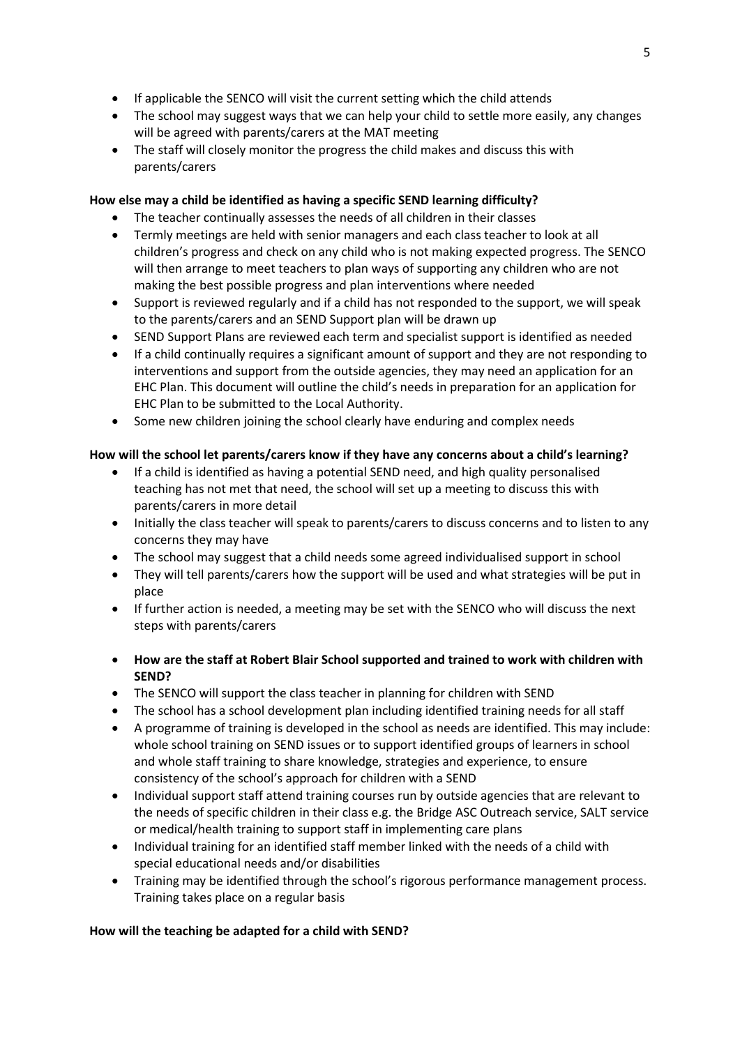- If applicable the SENCO will visit the current setting which the child attends
- The school may suggest ways that we can help your child to settle more easily, any changes will be agreed with parents/carers at the MAT meeting
- The staff will closely monitor the progress the child makes and discuss this with parents/carers

**How else may a child be identified as having a specific SEND learning difficulty?**

- The teacher continually assesses the needs of all children in their classes
- Termly meetings are held with senior managers and each class teacher to look at all children's progress and check on any child who is not making expected progress. The SENCO will then arrange to meet teachers to plan ways of supporting any children who are not making the best possible progress and plan interventions where needed
- Support is reviewed regularly and if a child has not responded to the support, we will speak to the parents/carers and an SEND Support plan will be drawn up
- SEND Support Plans are reviewed each term and specialist support is identified as needed
- If a child continually requires a significant amount of support and they are not responding to interventions and support from the outside agencies, they may need an application for an EHC Plan. This document will outline the child's needs in preparation for an application for EHC Plan to be submitted to the Local Authority.
- Some new children joining the school clearly have enduring and complex needs

**How will the school let parents/carers know if they have any concerns about a child's learning?**

- If a child is identified as having a potential SEND need, and high quality personalised teaching has not met that need, the school will set up a meeting to discuss this with parents/carers in more detail
- Initially the class teacher will speak to parents/carers to discuss concerns and to listen to any concerns they may have
- The school may suggest that a child needs some agreed individualised support in school
- They will tell parents/carers how the support will be used and what strategies will be put in place
- If further action is needed, a meeting may be set with the SENCO who will discuss the next steps with parents/carers

- **How are the staff at Robert Blair School supported and trained to work with children with SEND?**
- The SENCO will support the class teacher in planning for children with SEND
- The school has a school development plan including identified training needs for all staff
- A programme of training is developed in the school as needs are identified. This may include: whole school training on SEND issues or to support identified groups of learners in school and whole staff training to share knowledge, strategies and experience, to ensure consistency of the school's approach for children with a SEND
- Individual support staff attend training courses run by outside agencies that are relevant to the needs of specific children in their class e.g. the Bridge ASC Outreach service, SALT service or medical/health training to support staff in implementing care plans
- Individual training for an identified staff member linked with the needs of a child with special educational needs and/or disabilities
- Training may be identified through the school's rigorous performance management process. Training takes place on a regular basis

**How will the teaching be adapted for a child with SEND?**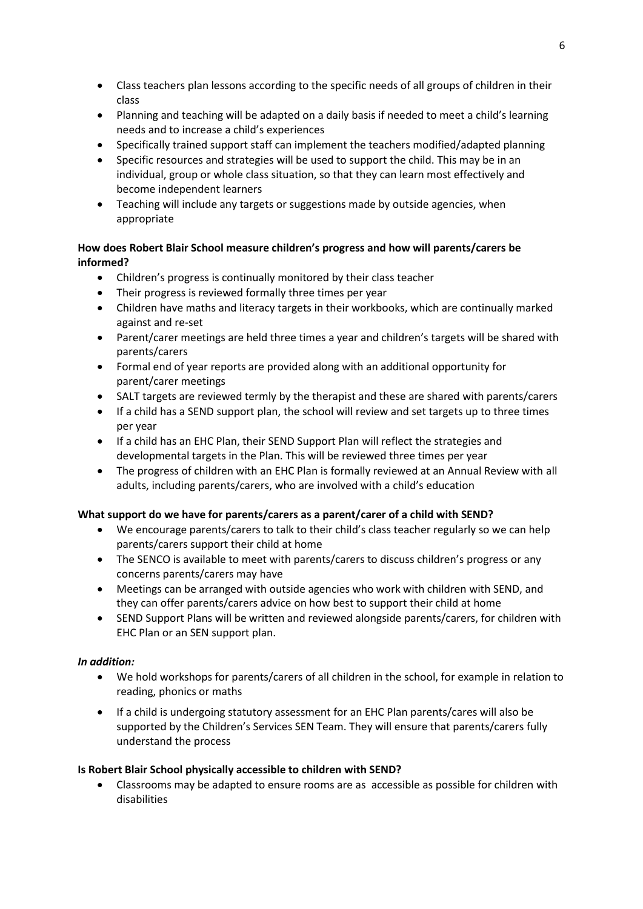- Class teachers plan lessons according to the specific needs of all groups of children in their class
- Planning and teaching will be adapted on a daily basis if needed to meet a child's learning needs and to increase a child's experiences
- Specifically trained support staff can implement the teachers modified/adapted planning
- Specific resources and strategies will be used to support the child. This may be in an individual, group or whole class situation, so that they can learn most effectively and become independent learners
- Teaching will include any targets or suggestions made by outside agencies, when appropriate

**How does Robert Blair School measure children's progress and how will parents/carers be informed?**

- Children's progress is continually monitored by their class teacher
- Their progress is reviewed formally three times per year
- Children have maths and literacy targets in their workbooks, which are continually marked against and re-set
- Parent/carer meetings are held three times a year and children's targets will be shared with parents/carers
- Formal end of year reports are provided along with an additional opportunity for parent/carer meetings
- SALT targets are reviewed termly by the therapist and these are shared with parents/carers
- If a child has a SEND support plan, the school will review and set targets up to three times per year
- If a child has an EHC Plan, their SEND Support Plan will reflect the strategies and developmental targets in the Plan. This will be reviewed three times per year
- The progress of children with an EHC Plan is formally reviewed at an Annual Review with all adults, including parents/carers, who are involved with a child's education

**What support do we have for parents/carers as a parent/carer of a child with SEND?**

- We encourage parents/carers to talk to their child's class teacher regularly so we can help parents/carers support their child at home
- The SENCO is available to meet with parents/carers to discuss children's progress or any concerns parents/carers may have
- Meetings can be arranged with outside agencies who work with children with SEND, and they can offer parents/carers advice on how best to support their child at home
- SEND Support Plans will be written and reviewed alongside parents/carers, for children with EHC Plan or an SEN support plan.

***In addition:***

- We hold workshops for parents/carers of all children in the school, for example in relation to reading, phonics or maths
- If a child is undergoing statutory assessment for an EHC Plan parents/cares will also be supported by the Children's Services SEN Team. They will ensure that parents/carers fully understand the process

**Is Robert Blair School physically accessible to children with SEND?**

- Classrooms may be adapted to ensure rooms are as accessible as possible for children with disabilities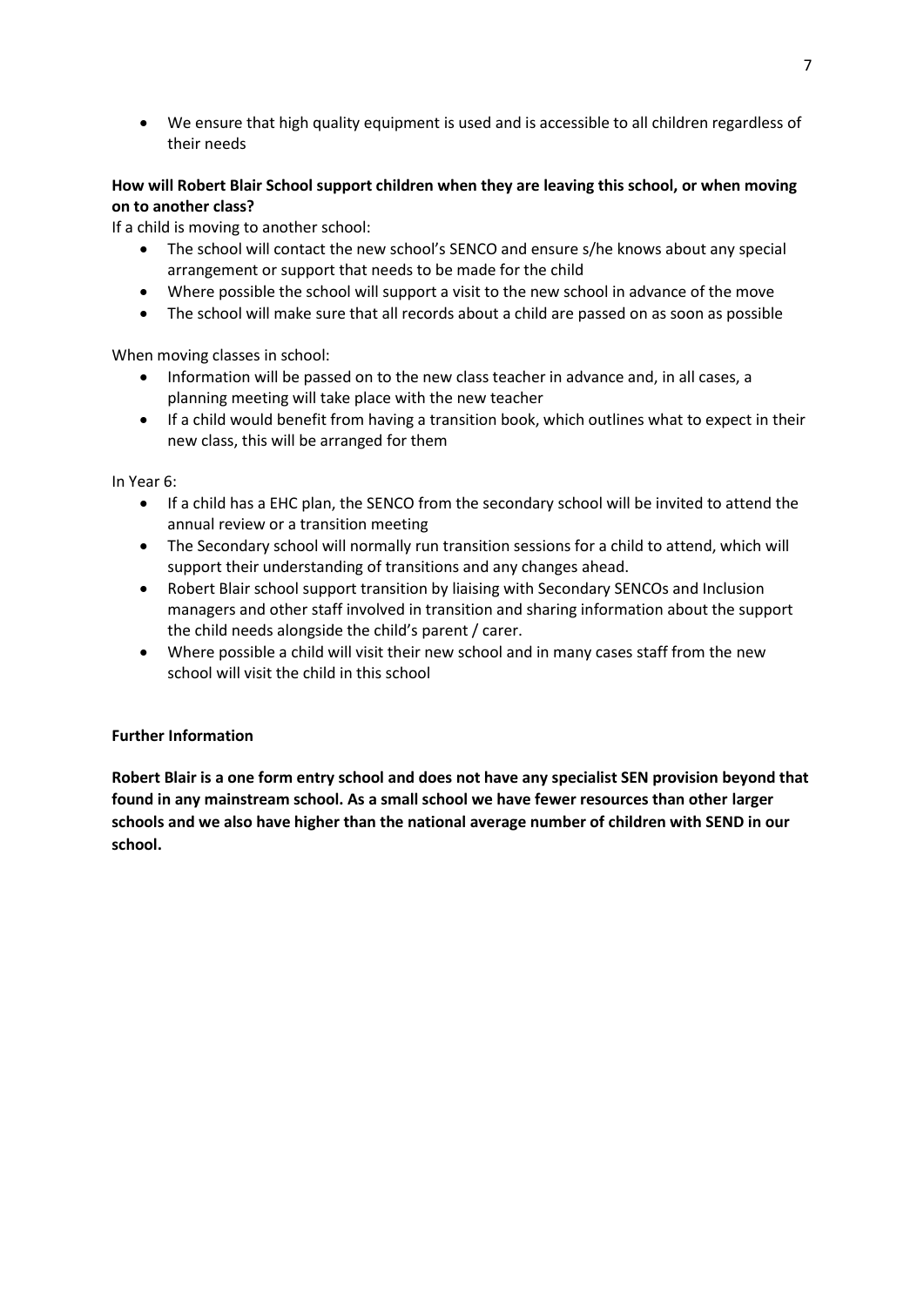- We ensure that high quality equipment is used and is accessible to all children regardless of their needs

**How will Robert Blair School support children when they are leaving this school, or when moving on to another class?**

If a child is moving to another school:

- The school will contact the new school's SENCO and ensure s/he knows about any special arrangement or support that needs to be made for the child
- Where possible the school will support a visit to the new school in advance of the move
- The school will make sure that all records about a child are passed on as soon as possible

When moving classes in school:

- Information will be passed on to the new class teacher in advance and, in all cases, a planning meeting will take place with the new teacher
- If a child would benefit from having a transition book, which outlines what to expect in their new class, this will be arranged for them

In Year 6:

- If a child has a EHC plan, the SENCO from the secondary school will be invited to attend the annual review or a transition meeting
- The Secondary school will normally run transition sessions for a child to attend, which will support their understanding of transitions and any changes ahead.
- Robert Blair school support transition by liaising with Secondary SENCOs and Inclusion managers and other staff involved in transition and sharing information about the support the child needs alongside the child's parent / carer.
- Where possible a child will visit their new school and in many cases staff from the new school will visit the child in this school

**Further Information**

**Robert Blair is a one form entry school and does not have any specialist SEN provision beyond that found in any mainstream school. As a small school we have fewer resources than other larger schools and we also have higher than the national average number of children with SEND in our school.**